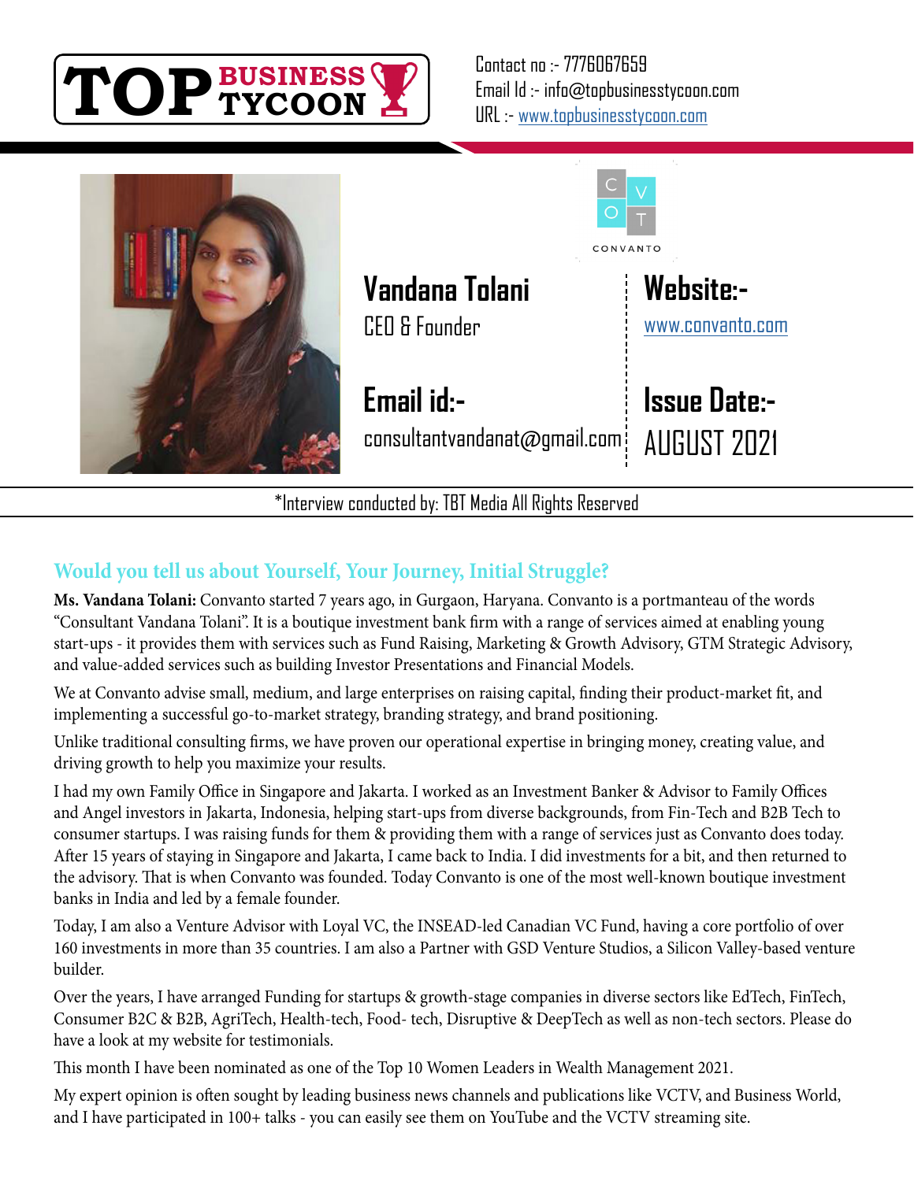**TOP BUSINESS TYCOON**

Contact no :- 7776067659
Email Id :- info@topbusinesstycoon.com
URL :- www.topbusinesstycoon.com

CONVANTO

## Vandana Tolani

CEO & Founder

**Website:-**
www.convanto.com

**Email id:-**
consultantvandanat@gmail.com

**Issue Date:-**
AUGUST 2021

*Interview conducted by: TBT Media All Rights Reserved

### Would you tell us about Yourself, Your Journey, Initial Struggle?

**Ms. Vandana Tolani:** Convanto started 7 years ago, in Gurgaon, Haryana. Convanto is a portmanteau of the words "Consultant Vandana Tolani". It is a boutique investment bank firm with a range of services aimed at enabling young start-ups - it provides them with services such as Fund Raising, Marketing & Growth Advisory, GTM Strategic Advisory, and value-added services such as building Investor Presentations and Financial Models.

We at Convanto advise small, medium, and large enterprises on raising capital, finding their product-market fit, and implementing a successful go-to-market strategy, branding strategy, and brand positioning.

Unlike traditional consulting firms, we have proven our operational expertise in bringing money, creating value, and driving growth to help you maximize your results.

I had my own Family Office in Singapore and Jakarta. I worked as an Investment Banker & Advisor to Family Offices and Angel investors in Jakarta, Indonesia, helping start-ups from diverse backgrounds, from Fin-Tech and B2B Tech to consumer startups. I was raising funds for them & providing them with a range of services just as Convanto does today. After 15 years of staying in Singapore and Jakarta, I came back to India. I did investments for a bit, and then returned to the advisory. That is when Convanto was founded. Today Convanto is one of the most well-known boutique investment banks in India and led by a female founder.

Today, I am also a Venture Advisor with Loyal VC, the INSEAD-led Canadian VC Fund, having a core portfolio of over 160 investments in more than 35 countries. I am also a Partner with GSD Venture Studios, a Silicon Valley-based venture builder.

Over the years, I have arranged Funding for startups & growth-stage companies in diverse sectors like EdTech, FinTech, Consumer B2C & B2B, AgriTech, Health-tech, Food- tech, Disruptive & DeepTech as well as non-tech sectors. Please do have a look at my website for testimonials.

This month I have been nominated as one of the Top 10 Women Leaders in Wealth Management 2021.

My expert opinion is often sought by leading business news channels and publications like VCTV, and Business World, and I have participated in 100+ talks - you can easily see them on YouTube and the VCTV streaming site.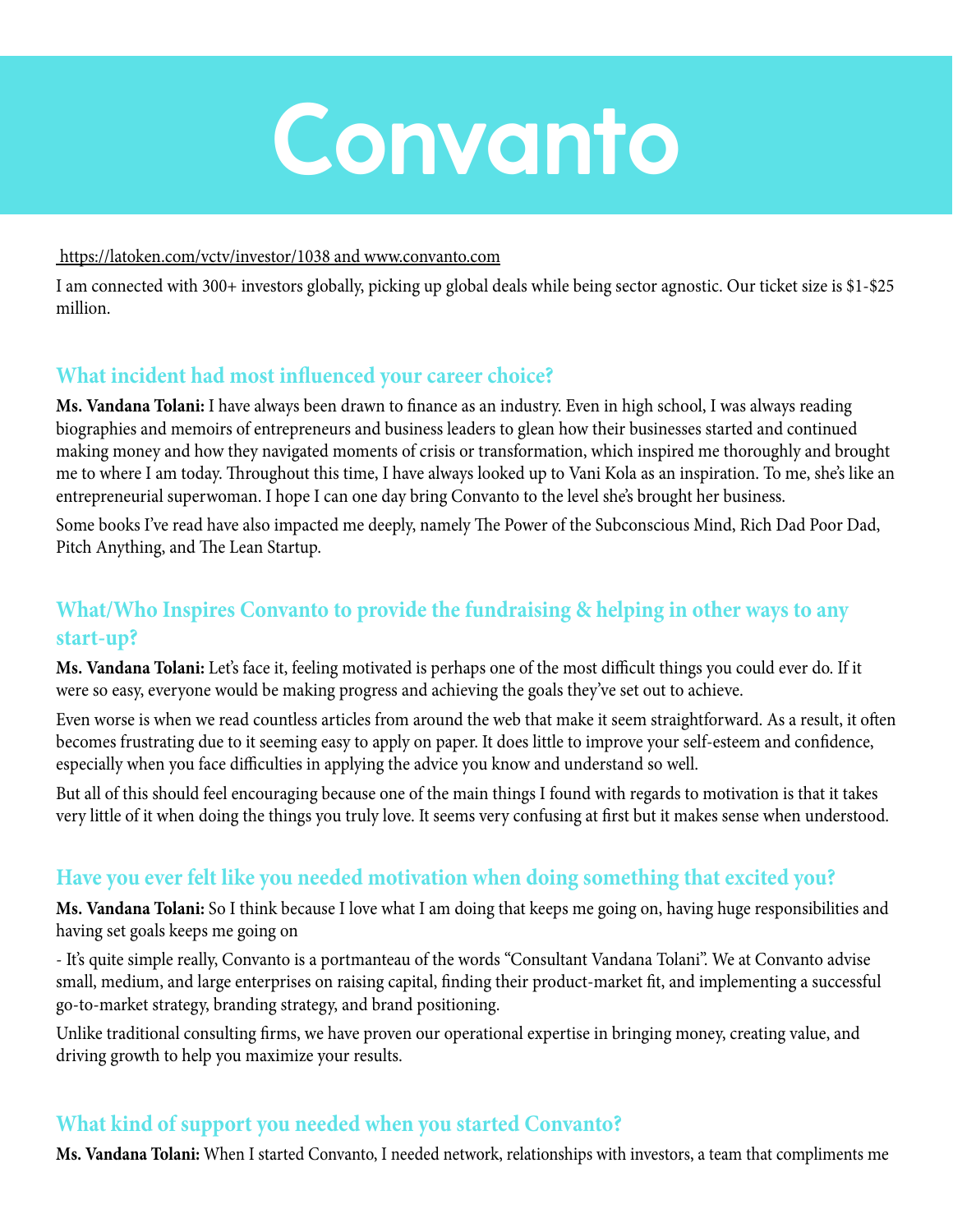# Convanto

https://latoken.com/vctv/investor/1038 and www.convanto.com

I am connected with 300+ investors globally, picking up global deals while being sector agnostic. Our ticket size is $1-$25 million.

## What incident had most influenced your career choice?

**Ms. Vandana Tolani:** I have always been drawn to finance as an industry. Even in high school, I was always reading biographies and memoirs of entrepreneurs and business leaders to glean how their businesses started and continued making money and how they navigated moments of crisis or transformation, which inspired me thoroughly and brought me to where I am today. Throughout this time, I have always looked up to Vani Kola as an inspiration. To me, she's like an entrepreneurial superwoman. I hope I can one day bring Convanto to the level she's brought her business.

Some books I've read have also impacted me deeply, namely The Power of the Subconscious Mind, Rich Dad Poor Dad, Pitch Anything, and The Lean Startup.

## What/Who Inspires Convanto to provide the fundraising & helping in other ways to any start-up?

**Ms. Vandana Tolani:** Let's face it, feeling motivated is perhaps one of the most difficult things you could ever do. If it were so easy, everyone would be making progress and achieving the goals they've set out to achieve.

Even worse is when we read countless articles from around the web that make it seem straightforward. As a result, it often becomes frustrating due to it seeming easy to apply on paper. It does little to improve your self-esteem and confidence, especially when you face difficulties in applying the advice you know and understand so well.

But all of this should feel encouraging because one of the main things I found with regards to motivation is that it takes very little of it when doing the things you truly love. It seems very confusing at first but it makes sense when understood.

## Have you ever felt like you needed motivation when doing something that excited you?

**Ms. Vandana Tolani:** So I think because I love what I am doing that keeps me going on, having huge responsibilities and having set goals keeps me going on

- It's quite simple really, Convanto is a portmanteau of the words "Consultant Vandana Tolani". We at Convanto advise small, medium, and large enterprises on raising capital, finding their product-market fit, and implementing a successful go-to-market strategy, branding strategy, and brand positioning.

Unlike traditional consulting firms, we have proven our operational expertise in bringing money, creating value, and driving growth to help you maximize your results.

## What kind of support you needed when you started Convanto?

**Ms. Vandana Tolani:** When I started Convanto, I needed network, relationships with investors, a team that compliments me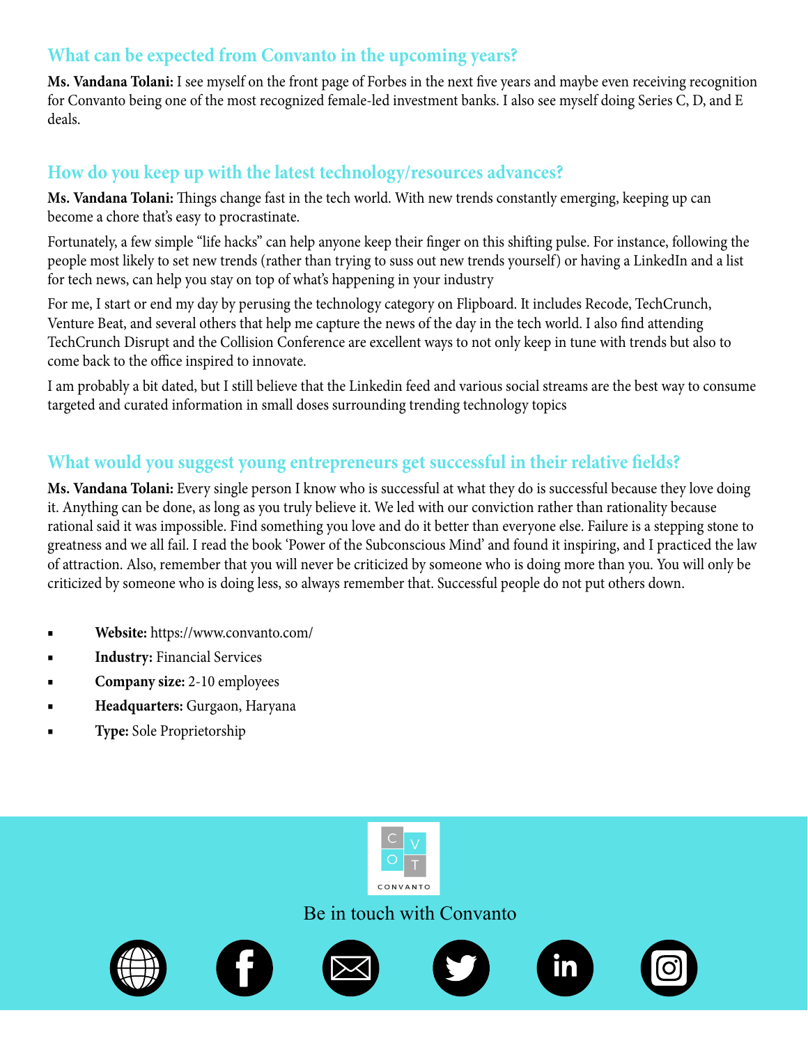### What can be expected from Convanto in the upcoming years?

**Ms. Vandana Tolani:** I see myself on the front page of Forbes in the next five years and maybe even receiving recognition for Convanto being one of the most recognized female-led investment banks. I also see myself doing Series C, D, and E deals.

### How do you keep up with the latest technology/resources advances?

**Ms. Vandana Tolani:** Things change fast in the tech world. With new trends constantly emerging, keeping up can become a chore that's easy to procrastinate.

Fortunately, a few simple "life hacks" can help anyone keep their finger on this shifting pulse. For instance, following the people most likely to set new trends (rather than trying to suss out new trends yourself) or having a LinkedIn and a list for tech news, can help you stay on top of what's happening in your industry

For me, I start or end my day by perusing the technology category on Flipboard. It includes Recode, TechCrunch, Venture Beat, and several others that help me capture the news of the day in the tech world. I also find attending TechCrunch Disrupt and the Collision Conference are excellent ways to not only keep in tune with trends but also to come back to the office inspired to innovate.

I am probably a bit dated, but I still believe that the Linkedin feed and various social streams are the best way to consume targeted and curated information in small doses surrounding trending technology topics

### What would you suggest young entrepreneurs get successful in their relative fields?

**Ms. Vandana Tolani:** Every single person I know who is successful at what they do is successful because they love doing it. Anything can be done, as long as you truly believe it. We led with our conviction rather than rationality because rational said it was impossible. Find something you love and do it better than everyone else. Failure is a stepping stone to greatness and we all fail. I read the book 'Power of the Subconscious Mind' and found it inspiring, and I practiced the law of attraction. Also, remember that you will never be criticized by someone who is doing more than you. You will only be criticized by someone who is doing less, so always remember that. Successful people do not put others down.

- **Website:** https://www.convanto.com/
- **Industry:** Financial Services
- **Company size:** 2-10 employees
- **Headquarters:** Gurgaon, Haryana
- **Type:** Sole Proprietorship

CONVANTO

Be in touch with Convanto